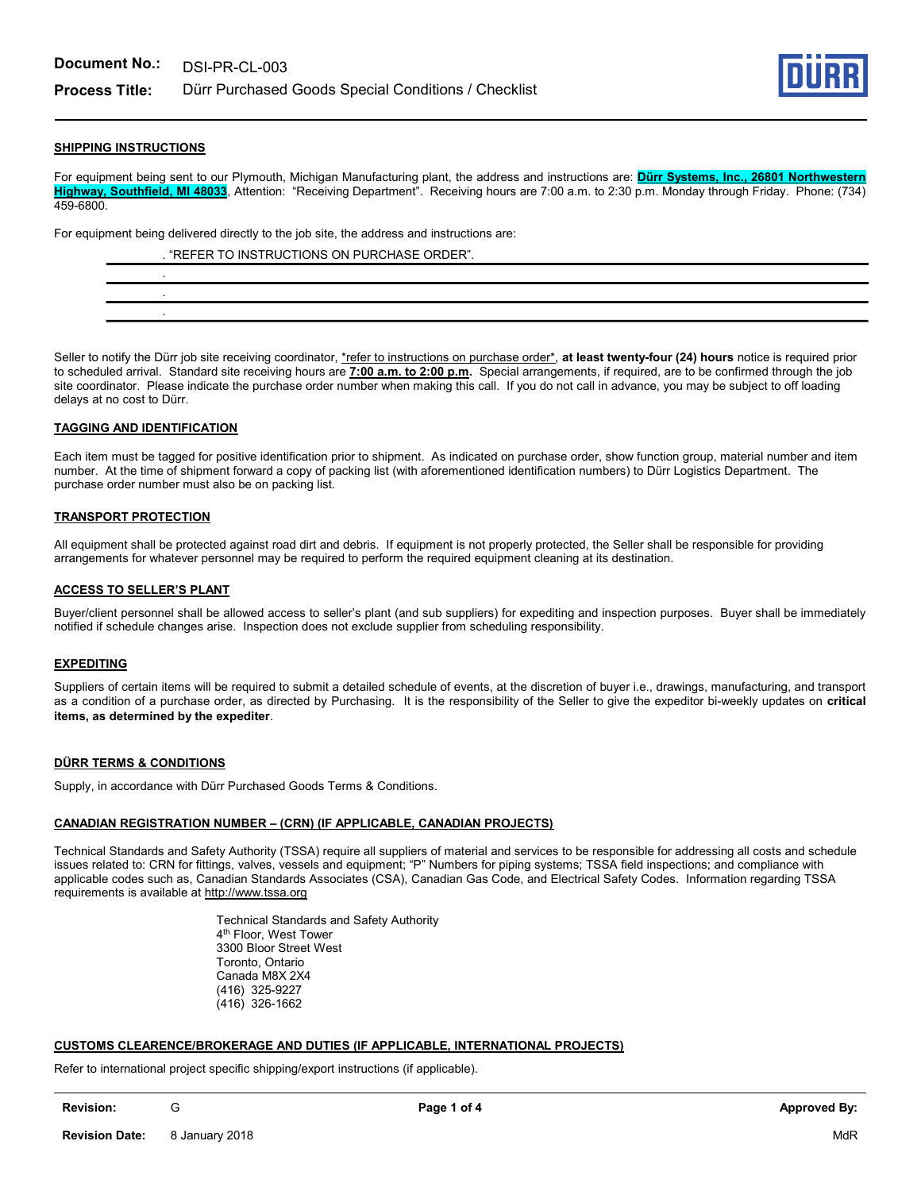**Document No.:** DSI-PR-CL-003

**Process Title:** Dürr Purchased Goods Special Conditions / Checklist

## SHIPPING INSTRUCTIONS

For equipment being sent to our Plymouth, Michigan Manufacturing plant, the address and instructions are: **Dürr Systems, Inc., 26801 Northwestern Highway, Southfield, MI 48033**, Attention: "Receiving Department". Receiving hours are 7:00 a.m. to 2:30 p.m. Monday through Friday. Phone: (734) 459-6800.

For equipment being delivered directly to the job site, the address and instructions are:

. "REFER TO INSTRUCTIONS ON PURCHASE ORDER".

.

.

.

Seller to notify the Dürr job site receiving coordinator, *refer to instructions on purchase order*, **at least twenty-four (24) hours** notice is required prior to scheduled arrival. Standard site receiving hours are **7:00 a.m. to 2:00 p.m.** Special arrangements, if required, are to be confirmed through the job site coordinator. Please indicate the purchase order number when making this call. If you do not call in advance, you may be subject to off loading delays at no cost to Dürr.

## TAGGING AND IDENTIFICATION

Each item must be tagged for positive identification prior to shipment. As indicated on purchase order, show function group, material number and item number. At the time of shipment forward a copy of packing list (with aforementioned identification numbers) to Dürr Logistics Department. The purchase order number must also be on packing list.

## TRANSPORT PROTECTION

All equipment shall be protected against road dirt and debris. If equipment is not properly protected, the Seller shall be responsible for providing arrangements for whatever personnel may be required to perform the required equipment cleaning at its destination.

## ACCESS TO SELLER'S PLANT

Buyer/client personnel shall be allowed access to seller's plant (and sub suppliers) for expediting and inspection purposes. Buyer shall be immediately notified if schedule changes arise. Inspection does not exclude supplier from scheduling responsibility.

## EXPEDITING

Suppliers of certain items will be required to submit a detailed schedule of events, at the discretion of buyer i.e., drawings, manufacturing, and transport as a condition of a purchase order, as directed by Purchasing. It is the responsibility of the Seller to give the expeditor bi-weekly updates on **critical items, as determined by the expediter**.

## DÜRR TERMS & CONDITIONS

Supply, in accordance with Dürr Purchased Goods Terms & Conditions.

## CANADIAN REGISTRATION NUMBER – (CRN) (IF APPLICABLE, CANADIAN PROJECTS)

Technical Standards and Safety Authority (TSSA) require all suppliers of material and services to be responsible for addressing all costs and schedule issues related to: CRN for fittings, valves, vessels and equipment; "P" Numbers for piping systems; TSSA field inspections; and compliance with applicable codes such as, Canadian Standards Associates (CSA), Canadian Gas Code, and Electrical Safety Codes. Information regarding TSSA requirements is available at http://www.tssa.org

Technical Standards and Safety Authority
4th Floor, West Tower
3300 Bloor Street West
Toronto, Ontario
Canada M8X 2X4
(416) 325-9227
(416) 326-1662

## CUSTOMS CLEARENCE/BROKERAGE AND DUTIES (IF APPLICABLE, INTERNATIONAL PROJECTS)

Refer to international project specific shipping/export instructions (if applicable).

**Revision:** G | **Approved By:** MdR
**Revision Date:** 8 January 2018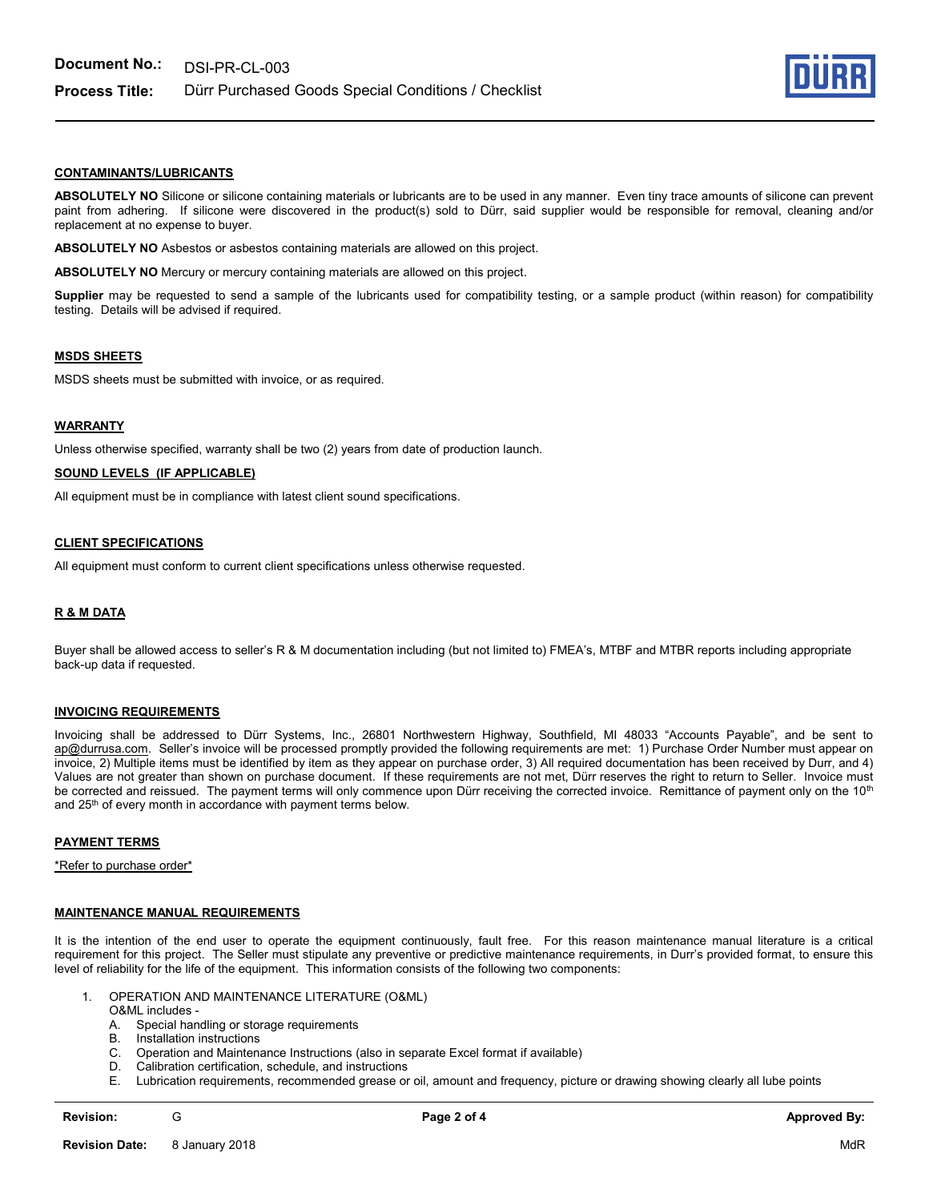## CONTAMINANTS/LUBRICANTS

**ABSOLUTELY NO** Silicone or silicone containing materials or lubricants are to be used in any manner. Even tiny trace amounts of silicone can prevent paint from adhering. If silicone were discovered in the product(s) sold to Dürr, said supplier would be responsible for removal, cleaning and/or replacement at no expense to buyer.

**ABSOLUTELY NO** Asbestos or asbestos containing materials are allowed on this project.

**ABSOLUTELY NO** Mercury or mercury containing materials are allowed on this project.

**Supplier** may be requested to send a sample of the lubricants used for compatibility testing, or a sample product (within reason) for compatibility testing. Details will be advised if required.

## MSDS SHEETS

MSDS sheets must be submitted with invoice, or as required.

## WARRANTY

Unless otherwise specified, warranty shall be two (2) years from date of production launch.

## SOUND LEVELS (IF APPLICABLE)

All equipment must be in compliance with latest client sound specifications.

## CLIENT SPECIFICATIONS

All equipment must conform to current client specifications unless otherwise requested.

## R & M DATA

Buyer shall be allowed access to seller's R & M documentation including (but not limited to) FMEA's, MTBF and MTBR reports including appropriate back-up data if requested.

## INVOICING REQUIREMENTS

Invoicing shall be addressed to Dürr Systems, Inc., 26801 Northwestern Highway, Southfield, MI 48033 "Accounts Payable", and be sent to ap@durrusa.com. Seller's invoice will be processed promptly provided the following requirements are met: 1) Purchase Order Number must appear on invoice, 2) Multiple items must be identified by item as they appear on purchase order, 3) All required documentation has been received by Durr, and 4) Values are not greater than shown on purchase document. If these requirements are not met, Dürr reserves the right to return to Seller. Invoice must be corrected and reissued. The payment terms will only commence upon Dürr receiving the corrected invoice. Remittance of payment only on the 10th and 25th of every month in accordance with payment terms below.

## PAYMENT TERMS

*Refer to purchase order*

## MAINTENANCE MANUAL REQUIREMENTS

It is the intention of the end user to operate the equipment continuously, fault free. For this reason maintenance manual literature is a critical requirement for this project. The Seller must stipulate any preventive or predictive maintenance requirements, in Durr's provided format, to ensure this level of reliability for the life of the equipment. This information consists of the following two components:

1. OPERATION AND MAINTENANCE LITERATURE (O&ML)
   O&ML includes -
   A. Special handling or storage requirements
   B. Installation instructions
   C. Operation and Maintenance Instructions (also in separate Excel format if available)
   D. Calibration certification, schedule, and instructions
   E. Lubrication requirements, recommended grease or oil, amount and frequency, picture or drawing showing clearly all lube points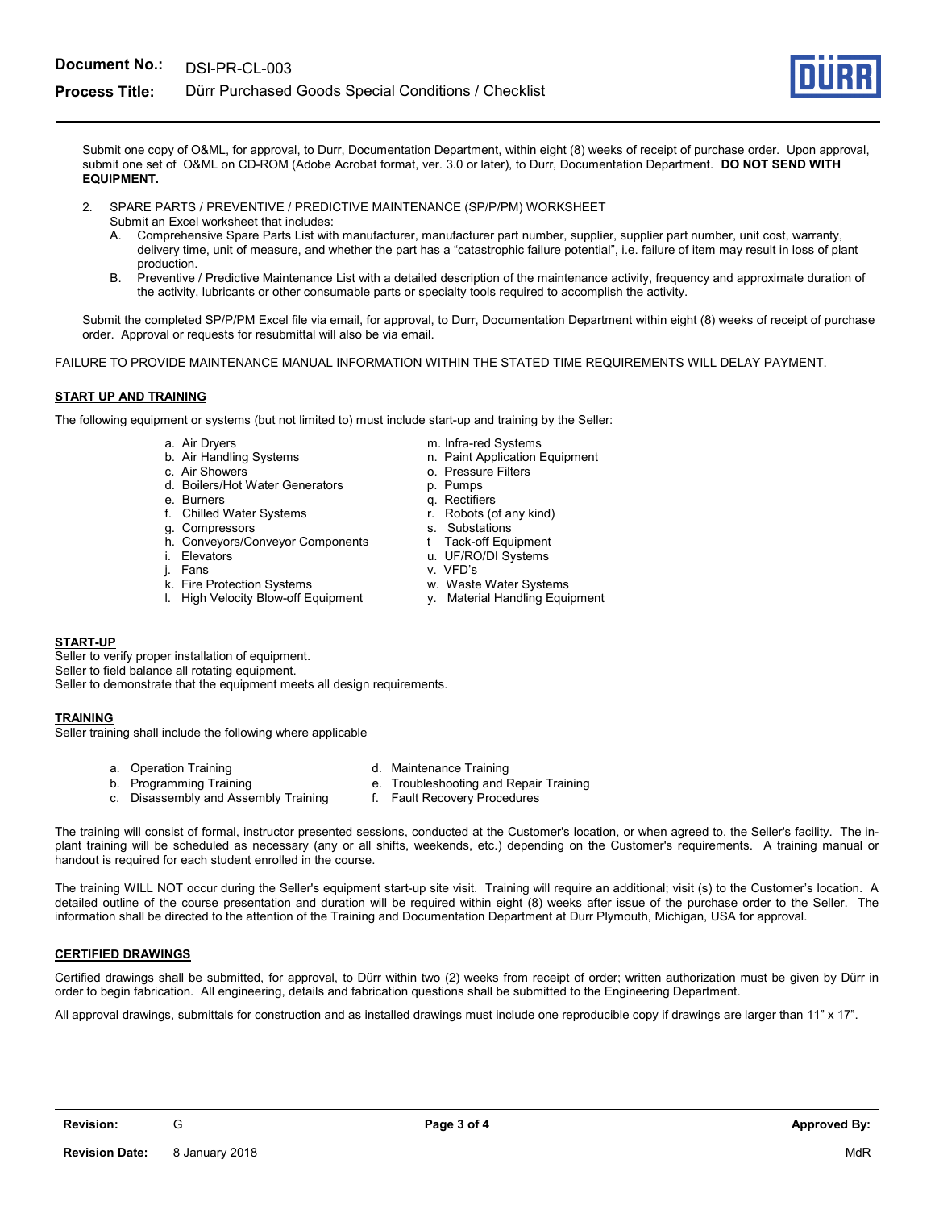Submit one copy of O&ML, for approval, to Durr, Documentation Department, within eight (8) weeks of receipt of purchase order. Upon approval, submit one set of O&ML on CD-ROM (Adobe Acrobat format, ver. 3.0 or later), to Durr, Documentation Department. **DO NOT SEND WITH EQUIPMENT.**

2. SPARE PARTS / PREVENTIVE / PREDICTIVE MAINTENANCE (SP/P/PM) WORKSHEET
   Submit an Excel worksheet that includes:
   A. Comprehensive Spare Parts List with manufacturer, manufacturer part number, supplier, supplier part number, unit cost, warranty, delivery time, unit of measure, and whether the part has a "catastrophic failure potential", i.e. failure of item may result in loss of plant production.
   B. Preventive / Predictive Maintenance List with a detailed description of the maintenance activity, frequency and approximate duration of the activity, lubricants or other consumable parts or specialty tools required to accomplish the activity.

Submit the completed SP/P/PM Excel file via email, for approval, to Durr, Documentation Department within eight (8) weeks of receipt of purchase order. Approval or requests for resubmittal will also be via email.

FAILURE TO PROVIDE MAINTENANCE MANUAL INFORMATION WITHIN THE STATED TIME REQUIREMENTS WILL DELAY PAYMENT.

## START UP AND TRAINING

The following equipment or systems (but not limited to) must include start-up and training by the Seller:

a. Air Dryers
b. Air Handling Systems
c. Air Showers
d. Boilers/Hot Water Generators
e. Burners
f. Chilled Water Systems
g. Compressors
h. Conveyors/Conveyor Components
i. Elevators
j. Fans
k. Fire Protection Systems
l. High Velocity Blow-off Equipment
m. Infra-red Systems
n. Paint Application Equipment
o. Pressure Filters
p. Pumps
q. Rectifiers
r. Robots (of any kind)
s. Substations
t Tack-off Equipment
u. UF/RO/DI Systems
v. VFD's
w. Waste Water Systems
y. Material Handling Equipment

## START-UP

Seller to verify proper installation of equipment.
Seller to field balance all rotating equipment.
Seller to demonstrate that the equipment meets all design requirements.

## TRAINING

Seller training shall include the following where applicable

a. Operation Training
b. Programming Training
c. Disassembly and Assembly Training
d. Maintenance Training
e. Troubleshooting and Repair Training
f. Fault Recovery Procedures

The training will consist of formal, instructor presented sessions, conducted at the Customer's location, or when agreed to, the Seller's facility. The in-plant training will be scheduled as necessary (any or all shifts, weekends, etc.) depending on the Customer's requirements. A training manual or handout is required for each student enrolled in the course.

The training WILL NOT occur during the Seller's equipment start-up site visit. Training will require an additional; visit (s) to the Customer's location. A detailed outline of the course presentation and duration will be required within eight (8) weeks after issue of the purchase order to the Seller. The information shall be directed to the attention of the Training and Documentation Department at Durr Plymouth, Michigan, USA for approval.

## CERTIFIED DRAWINGS

Certified drawings shall be submitted, for approval, to Dürr within two (2) weeks from receipt of order; written authorization must be given by Dürr in order to begin fabrication. All engineering, details and fabrication questions shall be submitted to the Engineering Department.

All approval drawings, submittals for construction and as installed drawings must include one reproducible copy if drawings are larger than 11" x 17".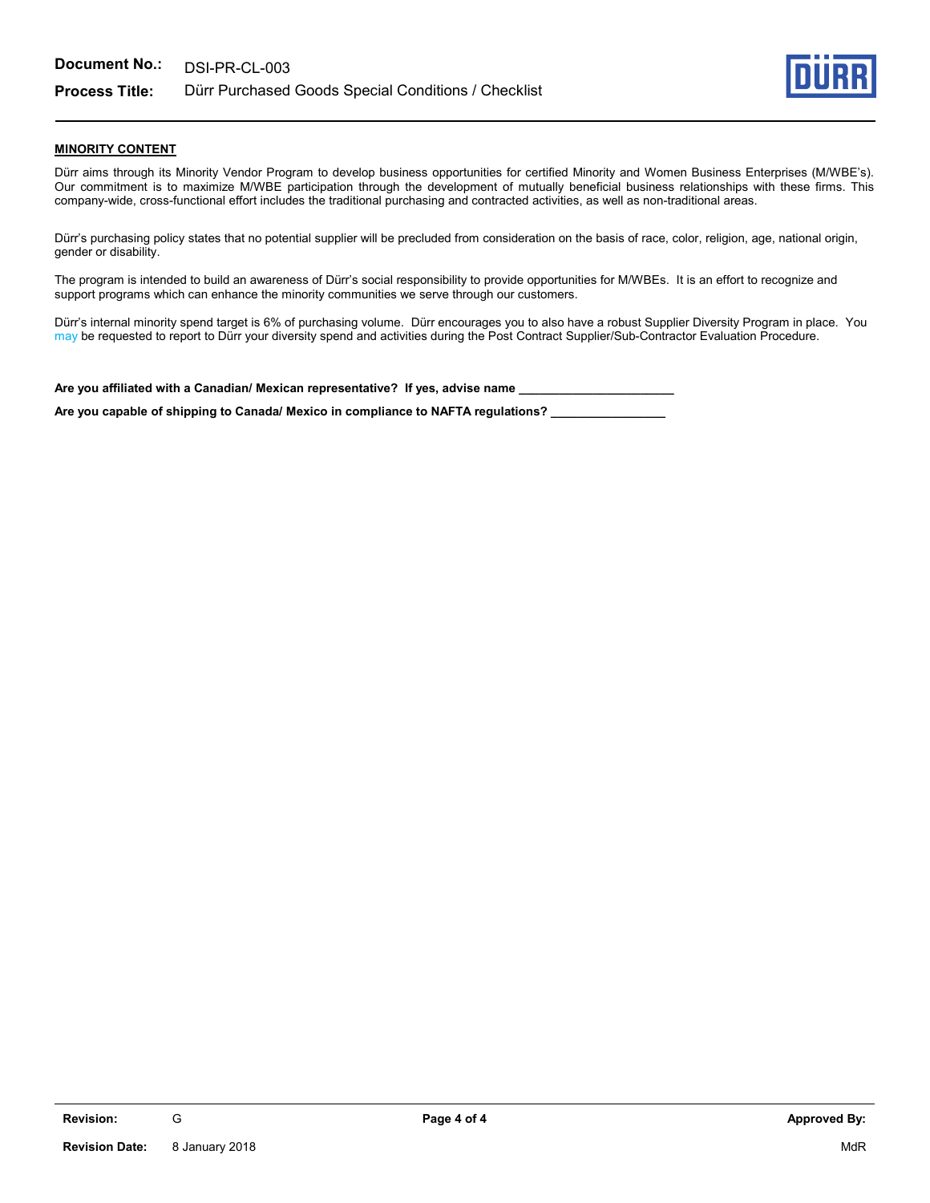## MINORITY CONTENT

Dürr aims through its Minority Vendor Program to develop business opportunities for certified Minority and Women Business Enterprises (M/WBE's). Our commitment is to maximize M/WBE participation through the development of mutually beneficial business relationships with these firms. This company-wide, cross-functional effort includes the traditional purchasing and contracted activities, as well as non-traditional areas.

Dürr's purchasing policy states that no potential supplier will be precluded from consideration on the basis of race, color, religion, age, national origin, gender or disability.

The program is intended to build an awareness of Dürr's social responsibility to provide opportunities for M/WBEs. It is an effort to recognize and support programs which can enhance the minority communities we serve through our customers.

Dürr's internal minority spend target is 6% of purchasing volume. Dürr encourages you to also have a robust Supplier Diversity Program in place. You may be requested to report to Dürr your diversity spend and activities during the Post Contract Supplier/Sub-Contractor Evaluation Procedure.

**Are you affiliated with a Canadian/ Mexican representative? If yes, advise name \_\_\_\_\_\_\_\_\_\_\_\_\_\_\_\_\_\_\_\_\_\_\_**

**Are you capable of shipping to Canada/ Mexico in compliance to NAFTA regulations? \_\_\_\_\_\_\_\_\_\_\_\_\_\_\_\_\_**